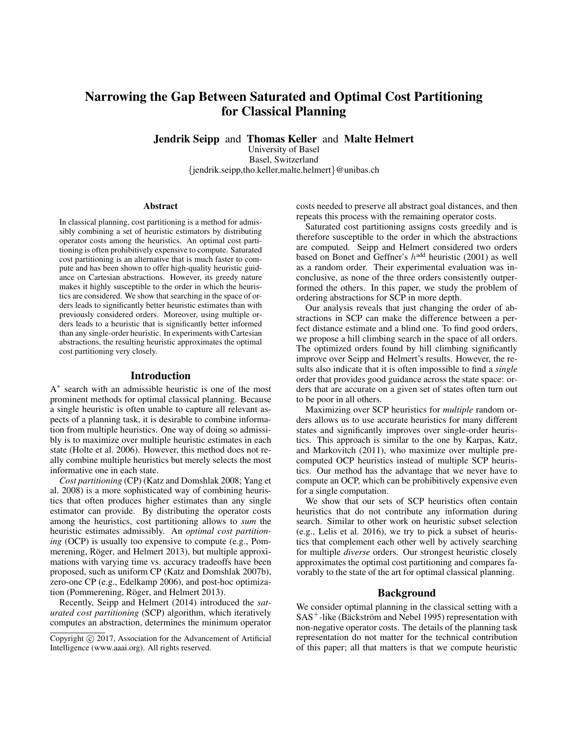# Narrowing the Gap Between Saturated and Optimal Cost Partitioning for Classical Planning

**Jendrik Seipp** and **Thomas Keller** and **Malte Helmert**
University of Basel
Basel, Switzerland
{jendrik.seipp,tho.keller,malte.helmert}@unibas.ch

## Abstract

In classical planning, cost partitioning is a method for admissibly combining a set of heuristic estimators by distributing operator costs among the heuristics. An optimal cost partitioning is often prohibitively expensive to compute. Saturated cost partitioning is an alternative that is much faster to compute and has been shown to offer high-quality heuristic guidance on Cartesian abstractions. However, its greedy nature makes it highly susceptible to the order in which the heuristics are considered. We show that searching in the space of orders leads to significantly better heuristic estimates than with previously considered orders. Moreover, using multiple orders leads to a heuristic that is significantly better informed than any single-order heuristic. In experiments with Cartesian abstractions, the resulting heuristic approximates the optimal cost partitioning very closely.

## Introduction

A* search with an admissible heuristic is one of the most prominent methods for optimal classical planning. Because a single heuristic is often unable to capture all relevant aspects of a planning task, it is desirable to combine information from multiple heuristics. One way of doing so admissibly is to maximize over multiple heuristic estimates in each state (Holte et al. 2006). However, this method does not really combine multiple heuristics but merely selects the most informative one in each state.

*Cost partitioning* (CP) (Katz and Domshlak 2008; Yang et al. 2008) is a more sophisticated way of combining heuristics that often produces higher estimates than any single estimator can provide. By distributing the operator costs among the heuristics, cost partitioning allows to *sum* the heuristic estimates admissibly. An *optimal cost partitioning* (OCP) is usually too expensive to compute (e.g., Pommerening, Röger, and Helmert 2013), but multiple approximations with varying time vs. accuracy tradeoffs have been proposed, such as uniform CP (Katz and Domshlak 2007b), zero-one CP (e.g., Edelkamp 2006), and post-hoc optimization (Pommerening, Röger, and Helmert 2013).

Recently, Seipp and Helmert (2014) introduced the *saturated cost partitioning* (SCP) algorithm, which iteratively computes an abstraction, determines the minimum operator costs needed to preserve all abstract goal distances, and then repeats this process with the remaining operator costs.

Saturated cost partitioning assigns costs greedily and is therefore susceptible to the order in which the abstractions are computed. Seipp and Helmert considered two orders based on Bonet and Geffner's $h^{\text{add}}$ heuristic (2001) as well as a random order. Their experimental evaluation was inconclusive, as none of the three orders consistently outperformed the others. In this paper, we study the problem of ordering abstractions for SCP in more depth.

Our analysis reveals that just changing the order of abstractions in SCP can make the difference between a perfect distance estimate and a blind one. To find good orders, we propose a hill climbing search in the space of all orders. The optimized orders found by hill climbing significantly improve over Seipp and Helmert's results. However, the results also indicate that it is often impossible to find a *single* order that provides good guidance across the state space: orders that are accurate on a given set of states often turn out to be poor in all others.

Maximizing over SCP heuristics for *multiple* random orders allows us to use accurate heuristics for many different states and significantly improves over single-order heuristics. This approach is similar to the one by Karpas, Katz, and Markovitch (2011), who maximize over multiple precomputed OCP heuristics instead of multiple SCP heuristics. Our method has the advantage that we never have to compute an OCP, which can be prohibitively expensive even for a single computation.

We show that our sets of SCP heuristics often contain heuristics that do not contribute any information during search. Similar to other work on heuristic subset selection (e.g., Lelis et al. 2016), we try to pick a subset of heuristics that complement each other well by actively searching for multiple *diverse* orders. Our strongest heuristic closely approximates the optimal cost partitioning and compares favorably to the state of the art for optimal classical planning.

## Background

We consider optimal planning in the classical setting with a SAS$^+$-like (Bäckström and Nebel 1995) representation with non-negative operator costs. The details of the planning task representation do not matter for the technical contribution of this paper; all that matters is that we compute heuristic

Copyright © 2017, Association for the Advancement of Artificial Intelligence (www.aaai.org). All rights reserved.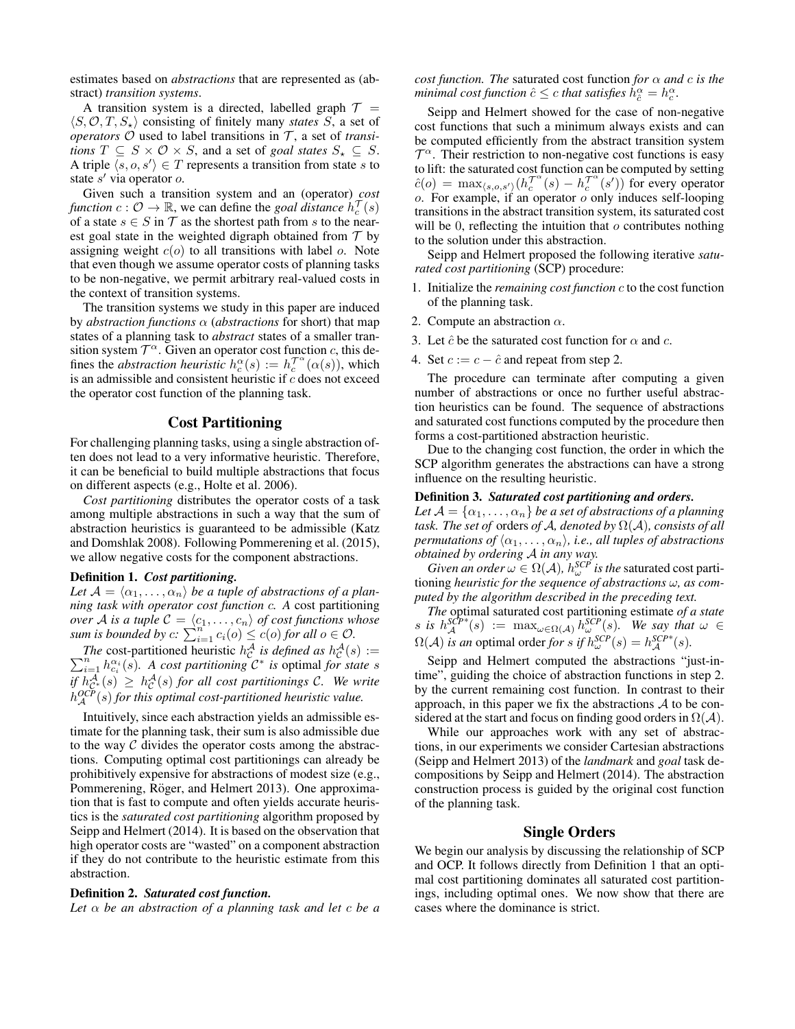estimates based on *abstractions* that are represented as (abstract) *transition systems*.

A transition system is a directed, labelled graph $\mathcal{T} = \langle S, \mathcal{O}, T, S_\star \rangle$ consisting of finitely many *states* $S$, a set of *operators* $\mathcal{O}$ used to label transitions in $\mathcal{T}$, a set of *transitions* $T \subseteq S \times \mathcal{O} \times S$, and a set of *goal states* $S_\star \subseteq S$. A triple $\langle s, o, s' \rangle \in T$ represents a transition from state $s$ to state $s'$ via operator $o$.

Given such a transition system and an (operator) *cost function* $c : \mathcal{O} \to \mathbb{R}$, we can define the *goal distance* $h_c^{\mathcal{T}}(s)$ of a state $s \in S$ in $\mathcal{T}$ as the shortest path from $s$ to the nearest goal state in the weighted digraph obtained from $\mathcal{T}$ by assigning weight $c(o)$ to all transitions with label $o$. Note that even though we assume operator costs of planning tasks to be non-negative, we permit arbitrary real-valued costs in the context of transition systems.

The transition systems we study in this paper are induced by *abstraction functions* $\alpha$ (*abstractions* for short) that map states of a planning task to *abstract* states of a smaller transition system $\mathcal{T}^\alpha$. Given an operator cost function $c$, this defines the *abstraction heuristic* $h_c^\alpha(s) := h_c^{\mathcal{T}^\alpha}(\alpha(s))$, which is an admissible and consistent heuristic if $c$ does not exceed the operator cost function of the planning task.

## Cost Partitioning

For challenging planning tasks, using a single abstraction often does not lead to a very informative heuristic. Therefore, it can be beneficial to build multiple abstractions that focus on different aspects (e.g., Holte et al. 2006).

*Cost partitioning* distributes the operator costs of a task among multiple abstractions in such a way that the sum of abstraction heuristics is guaranteed to be admissible (Katz and Domshlak 2008). Following Pommerening et al. (2015), we allow negative costs for the component abstractions.

**Definition 1.** ***Cost partitioning.***
*Let $\mathcal{A} = \langle \alpha_1, \dots, \alpha_n \rangle$ be a tuple of abstractions of a planning task with operator cost function $c$. A* cost partitioning *over $\mathcal{A}$ is a tuple $\mathcal{C} = \langle c_1, \dots, c_n \rangle$ of cost functions whose sum is bounded by $c$: $\sum_{i=1}^n c_i(o) \leq c(o)$ for all $o \in \mathcal{O}$.*

*The* cost-partitioned heuristic *$h_{\mathcal{C}}^{\mathcal{A}}$ is defined as $h_{\mathcal{C}}^{\mathcal{A}}(s) := \sum_{i=1}^n h_{c_i}^{\alpha_i}(s)$. A cost partitioning $\mathcal{C}^*$ is* optimal *for state $s$ if $h_{\mathcal{C}^*}^{\mathcal{A}}(s) \geq h_{\mathcal{C}}^{\mathcal{A}}(s)$ for all cost partitionings $\mathcal{C}$. We write $h_{\mathcal{A}}^{OCP}(s)$ for this optimal cost-partitioned heuristic value.*

Intuitively, since each abstraction yields an admissible estimate for the planning task, their sum is also admissible due to the way $\mathcal{C}$ divides the operator costs among the abstractions. Computing optimal cost partitionings can already be prohibitively expensive for abstractions of modest size (e.g., Pommerening, Röger, and Helmert 2013). One approximation that is fast to compute and often yields accurate heuristics is the *saturated cost partitioning* algorithm proposed by Seipp and Helmert (2014). It is based on the observation that high operator costs are "wasted" on a component abstraction if they do not contribute to the heuristic estimate from this abstraction.

**Definition 2.** ***Saturated cost function.***
*Let $\alpha$ be an abstraction of a planning task and let $c$ be a cost function. The* saturated cost function *for $\alpha$ and $c$ is the minimal cost function $\hat{c} \leq c$ that satisfies $h_{\hat{c}}^\alpha = h_c^\alpha$.*

Seipp and Helmert showed for the case of non-negative cost functions that such a minimum always exists and can be computed efficiently from the abstract transition system $\mathcal{T}^\alpha$. Their restriction to non-negative cost functions is easy to lift: the saturated cost function can be computed by setting $\hat{c}(o) = \max_{\langle s,o,s' \rangle}(h_c^{\mathcal{T}^\alpha}(s) - h_c^{\mathcal{T}^\alpha}(s'))$ for every operator $o$. For example, if an operator $o$ only induces self-looping transitions in the abstract transition system, its saturated cost will be 0, reflecting the intuition that $o$ contributes nothing to the solution under this abstraction.

Seipp and Helmert proposed the following iterative *saturated cost partitioning* (SCP) procedure:

1. Initialize the *remaining cost function* $c$ to the cost function of the planning task.
2. Compute an abstraction $\alpha$.
3. Let $\hat{c}$ be the saturated cost function for $\alpha$ and $c$.
4. Set $c := c - \hat{c}$ and repeat from step 2.

The procedure can terminate after computing a given number of abstractions or once no further useful abstraction heuristics can be found. The sequence of abstractions and saturated cost functions computed by the procedure then forms a cost-partitioned abstraction heuristic.

Due to the changing cost function, the order in which the SCP algorithm generates the abstractions can have a strong influence on the resulting heuristic.

**Definition 3.** ***Saturated cost partitioning and orders.***
*Let $\mathcal{A} = \{\alpha_1, \dots, \alpha_n\}$ be a set of abstractions of a planning task. The set of* orders *of $\mathcal{A}$, denoted by $\Omega(\mathcal{A})$, consists of all permutations of $\langle \alpha_1, \dots, \alpha_n \rangle$, i.e., all tuples of abstractions obtained by ordering $\mathcal{A}$ in any way.*

*Given an order $\omega \in \Omega(\mathcal{A})$, $h_\omega^{SCP}$ is the* saturated cost partitioning *heuristic for the sequence of abstractions $\omega$, as computed by the algorithm described in the preceding text.*

*The* optimal saturated cost partitioning estimate *of a state $s$ is $h_{\mathcal{A}}^{SCP*}(s) := \max_{\omega \in \Omega(\mathcal{A})} h_\omega^{SCP}(s)$. We say that $\omega \in \Omega(\mathcal{A})$ is an* optimal order *for $s$ if $h_\omega^{SCP}(s) = h_{\mathcal{A}}^{SCP*}(s)$.*

Seipp and Helmert computed the abstractions "just-in-time", guiding the choice of abstraction functions in step 2. by the current remaining cost function. In contrast to their approach, in this paper we fix the abstractions $\mathcal{A}$ to be considered at the start and focus on finding good orders in $\Omega(\mathcal{A})$.

While our approaches work with any set of abstractions, in our experiments we consider Cartesian abstractions (Seipp and Helmert 2013) of the *landmark* and *goal* task decompositions by Seipp and Helmert (2014). The abstraction construction process is guided by the original cost function of the planning task.

## Single Orders

We begin our analysis by discussing the relationship of SCP and OCP. It follows directly from Definition 1 that an optimal cost partitioning dominates all saturated cost partitionings, including optimal ones. We now show that there are cases where the dominance is strict.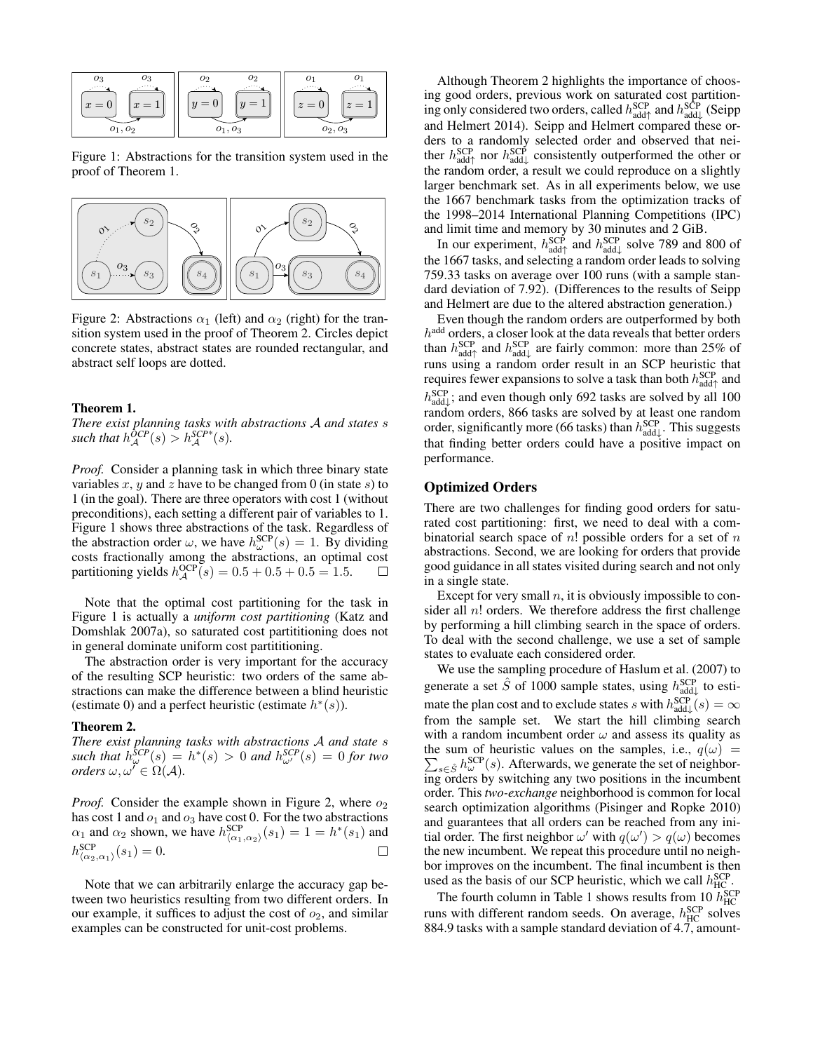o3 o3 x = 0 x = 1 o1, o2

o2 o2 y = 0 y = 1 o1, o3

o1 o1 z = 0 z = 1 o2, o3

Figure 1: Abstractions for the transition system used in the proof of Theorem 1.

s2 s1 s3 s4 o1 o3 o2

s2 s1 s3 s4 o1 o3 o2

Figure 2: Abstractions $\alpha_1$ (left) and $\alpha_2$ (right) for the transition system used in the proof of Theorem 2. Circles depict concrete states, abstract states are rounded rectangular, and abstract self loops are dotted.

**Theorem 1.**
*There exist planning tasks with abstractions $\mathcal{A}$ and states $s$ such that $h^{OCP}_{\mathcal{A}}(s) > h^{SCP*}_{\mathcal{A}}(s)$.*

*Proof.* Consider a planning task in which three binary state variables $x$, $y$ and $z$ have to be changed from 0 (in state $s$) to 1 (in the goal). There are three operators with cost 1 (without preconditions), each setting a different pair of variables to 1. Figure 1 shows three abstractions of the task. Regardless of the abstraction order $\omega$, we have $h^{\text{SCP}}_{\omega}(s) = 1$. By dividing costs fractionally among the abstractions, an optimal cost partitioning yields $h^{\text{OCP}}_{\mathcal{A}}(s) = 0.5 + 0.5 + 0.5 = 1.5$. □

Note that the optimal cost partitioning for the task in Figure 1 is actually a *uniform cost partitioning* (Katz and Domshlak 2007a), so saturated cost partititioning does not in general dominate uniform cost partititioning.

The abstraction order is very important for the accuracy of the resulting SCP heuristic: two orders of the same abstractions can make the difference between a blind heuristic (estimate 0) and a perfect heuristic (estimate $h^*(s)$).

**Theorem 2.**
*There exist planning tasks with abstractions $\mathcal{A}$ and state $s$ such that $h^{SCP}_{\omega}(s) = h^*(s) > 0$ and $h^{SCP}_{\omega'}(s) = 0$ for two orders $\omega, \omega' \in \Omega(\mathcal{A})$.*

*Proof.* Consider the example shown in Figure 2, where $o_2$ has cost 1 and $o_1$ and $o_3$ have cost 0. For the two abstractions $\alpha_1$ and $\alpha_2$ shown, we have $h^{\text{SCP}}_{\langle\alpha_1,\alpha_2\rangle}(s_1) = 1 = h^*(s_1)$ and $h^{\text{SCP}}_{\langle\alpha_2,\alpha_1\rangle}(s_1) = 0$. □

Note that we can arbitrarily enlarge the accuracy gap between two heuristics resulting from two different orders. In our example, it suffices to adjust the cost of $o_2$, and similar examples can be constructed for unit-cost problems.

Although Theorem 2 highlights the importance of choosing good orders, previous work on saturated cost partitioning only considered two orders, called $h^{\text{SCP}}_{\text{add}\uparrow}$ and $h^{\text{SCP}}_{\text{add}\downarrow}$ (Seipp and Helmert 2014). Seipp and Helmert compared these orders to a randomly selected order and observed that neither $h^{\text{SCP}}_{\text{add}\uparrow}$ nor $h^{\text{SCP}}_{\text{add}\downarrow}$ consistently outperformed the other or the random order, a result we could reproduce on a slightly larger benchmark set. As in all experiments below, we use the 1667 benchmark tasks from the optimization tracks of the 1998–2014 International Planning Competitions (IPC) and limit time and memory by 30 minutes and 2 GiB.

In our experiment, $h^{\text{SCP}}_{\text{add}\uparrow}$ and $h^{\text{SCP}}_{\text{add}\downarrow}$ solve 789 and 800 of the 1667 tasks, and selecting a random order leads to solving 759.33 tasks on average over 100 runs (with a sample standard deviation of 7.92). (Differences to the results of Seipp and Helmert are due to the altered abstraction generation.)

Even though the random orders are outperformed by both $h^{\text{add}}$ orders, a closer look at the data reveals that better orders than $h^{\text{SCP}}_{\text{add}\uparrow}$ and $h^{\text{SCP}}_{\text{add}\downarrow}$ are fairly common: more than 25% of runs using a random order result in an SCP heuristic that requires fewer expansions to solve a task than both $h^{\text{SCP}}_{\text{add}\uparrow}$ and $h^{\text{SCP}}_{\text{add}\downarrow}$; and even though only 692 tasks are solved by all 100 random orders, 866 tasks are solved by at least one random order, significantly more (66 tasks) than $h^{\text{SCP}}_{\text{add}\downarrow}$. This suggests that finding better orders could have a positive impact on performance.

## Optimized Orders

There are two challenges for finding good orders for saturated cost partitioning: first, we need to deal with a combinatorial search space of $n!$ possible orders for a set of $n$ abstractions. Second, we are looking for orders that provide good guidance in all states visited during search and not only in a single state.

Except for very small $n$, it is obviously impossible to consider all $n!$ orders. We therefore address the first challenge by performing a hill climbing search in the space of orders. To deal with the second challenge, we use a set of sample states to evaluate each considered order.

We use the sampling procedure of Haslum et al. (2007) to generate a set $\hat{S}$ of 1000 sample states, using $h^{\text{SCP}}_{\text{add}\downarrow}$ to estimate the plan cost and to exclude states $s$ with $h^{\text{SCP}}_{\text{add}\downarrow}(s) = \infty$ from the sample set. We start the hill climbing search with a random incumbent order $\omega$ and assess its quality as the sum of heuristic values on the samples, i.e., $q(\omega) = \sum_{s\in\hat{S}} h^{\text{SCP}}_{\omega}(s)$. Afterwards, we generate the set of neighboring orders by switching any two positions in the incumbent order. This *two-exchange* neighborhood is common for local search optimization algorithms (Pisinger and Ropke 2010) and guarantees that all orders can be reached from any initial order. The first neighbor $\omega'$ with $q(\omega') > q(\omega)$ becomes the new incumbent. We repeat this procedure until no neighbor improves on the incumbent. The final incumbent is then used as the basis of our SCP heuristic, which we call $h^{\text{SCP}}_{\text{HC}}$.

The fourth column in Table 1 shows results from 10 $h^{\text{SCP}}_{\text{HC}}$ runs with different random seeds. On average, $h^{\text{SCP}}_{\text{HC}}$ solves 884.9 tasks with a sample standard deviation of 4.7, amount-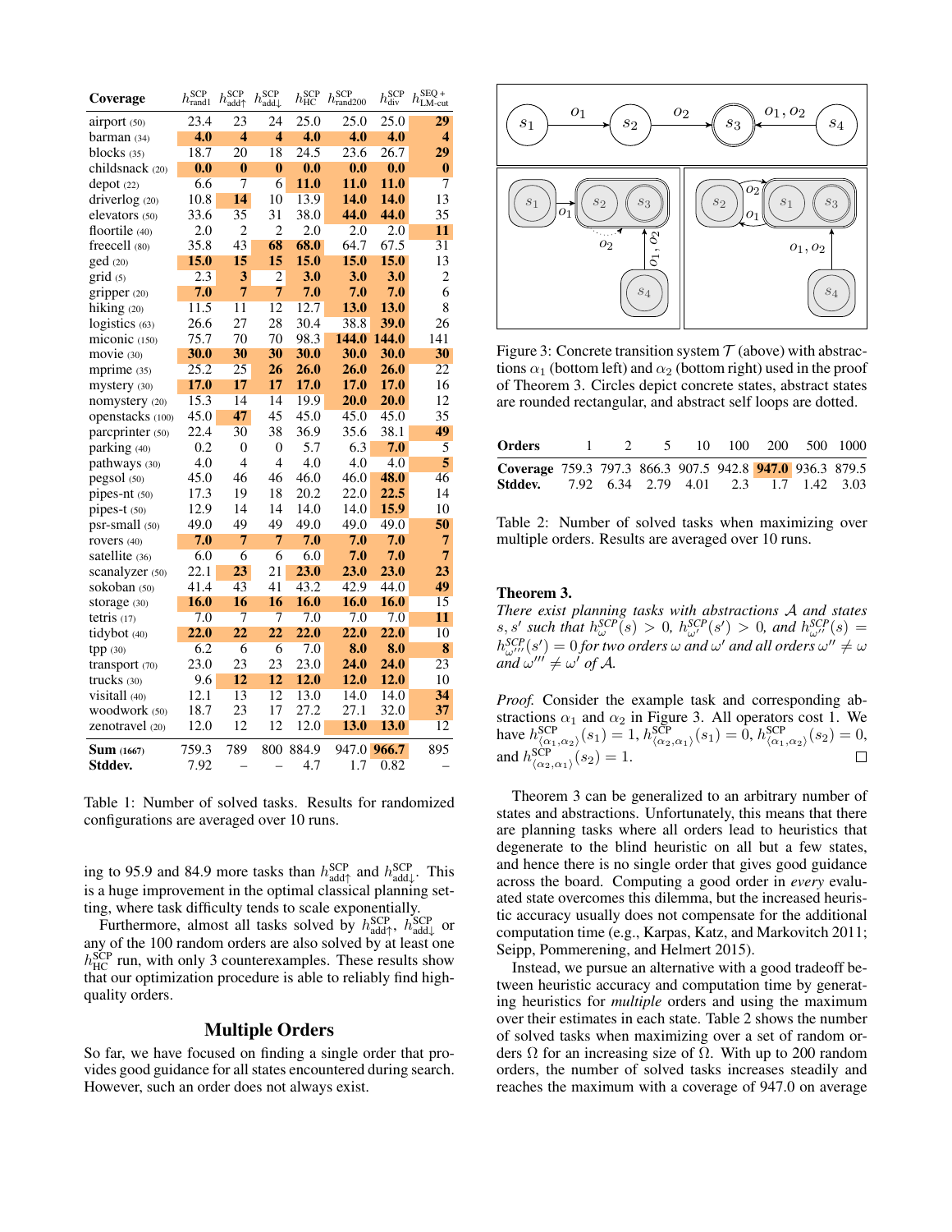| Coverage | $h^{\text{SCP}}_{\text{rand1}}$ | $h^{\text{SCP}}_{\text{add}\uparrow}$ | $h^{\text{SCP}}_{\text{add}\downarrow}$ | $h^{\text{SCP}}_{\text{HC}}$ | $h^{\text{SCP}}_{\text{rand200}}$ | $h^{\text{SCP}}_{\text{div}}$ | $h^{\text{SEQ}+}_{\text{LM-cut}}$ |
|---|---|---|---|---|---|---|---|
| airport (50) | 23.4 | 23 | 24 | 25.0 | 25.0 | 25.0 | **29** |
| barman (34) | **4.0** | **4** | **4** | **4.0** | **4.0** | **4.0** | **4** |
| blocks (35) | 18.7 | 20 | 18 | 24.5 | 23.6 | 26.7 | **29** |
| childsnack (20) | **0.0** | **0** | **0** | **0.0** | **0.0** | **0.0** | **0** |
| depot (22) | 6.6 | 7 | 6 | **11.0** | **11.0** | **11.0** | 7 |
| driverlog (20) | 10.8 | **14** | 10 | 13.9 | **14.0** | **14.0** | 13 |
| elevators (50) | 33.6 | 35 | 31 | 38.0 | **44.0** | **44.0** | 35 |
| floortile (40) | 2.0 | 2 | 2 | 2.0 | 2.0 | 2.0 | **11** |
| freecell (80) | 35.8 | 43 | **68** | **68.0** | 64.7 | 67.5 | 31 |
| ged (20) | **15.0** | **15** | **15** | **15.0** | **15.0** | **15.0** | 13 |
| grid (5) | 2.3 | **3** | 2 | **3.0** | **3.0** | **3.0** | 2 |
| gripper (20) | **7.0** | **7** | **7** | **7.0** | **7.0** | **7.0** | 6 |
| hiking (20) | 11.5 | 11 | 12 | 12.7 | **13.0** | **13.0** | 8 |
| logistics (63) | 26.6 | 27 | 28 | 30.4 | 38.8 | **39.0** | 26 |
| miconic (150) | 75.7 | 70 | 70 | 98.3 | **144.0** | **144.0** | 141 |
| movie (30) | **30.0** | **30** | **30** | **30.0** | **30.0** | **30.0** | **30** |
| mprime (35) | 25.2 | 25 | **26** | **26.0** | **26.0** | **26.0** | 22 |
| mystery (30) | **17.0** | **17** | **17** | **17.0** | **17.0** | **17.0** | 16 |
| nomystery (20) | 15.3 | 14 | 14 | 19.9 | **20.0** | **20.0** | 12 |
| openstacks (100) | 45.0 | **47** | 45 | 45.0 | 45.0 | 45.0 | 35 |
| parcprinter (50) | 22.4 | 30 | 38 | 36.9 | 35.6 | 38.1 | **49** |
| parking (40) | 0.2 | 0 | 0 | 5.7 | 6.3 | **7.0** | 5 |
| pathways (30) | 4.0 | 4 | 4 | 4.0 | 4.0 | 4.0 | **5** |
| pegsol (50) | 45.0 | 46 | 46 | 46.0 | 46.0 | **48.0** | 46 |
| pipes-nt (50) | 17.3 | 19 | 18 | 20.2 | 22.0 | **22.5** | 14 |
| pipes-t (50) | 12.9 | 14 | 14 | 14.0 | 14.0 | **15.9** | 10 |
| psr-small (50) | 49.0 | 49 | 49 | 49.0 | 49.0 | 49.0 | **50** |
| rovers (40) | **7.0** | **7** | **7** | **7.0** | **7.0** | **7.0** | **7** |
| satellite (36) | 6.0 | 6 | 6 | 6.0 | **7.0** | **7.0** | **7** |
| scanalyzer (50) | 22.1 | **23** | 21 | **23.0** | **23.0** | **23.0** | **23** |
| sokoban (50) | 41.4 | 43 | 41 | 43.2 | 42.9 | 44.0 | **49** |
| storage (30) | **16.0** | **16** | **16** | **16.0** | **16.0** | **16.0** | 15 |
| tetris (17) | 7.0 | 7 | 7 | 7.0 | 7.0 | 7.0 | **11** |
| tidybot (40) | **22.0** | **22** | **22** | **22.0** | **22.0** | **22.0** | 10 |
| tpp (30) | 6.2 | 6 | 6 | 7.0 | **8.0** | **8.0** | **8** |
| transport (70) | 23.0 | 23 | 23 | 23.0 | **24.0** | **24.0** | 23 |
| trucks (30) | 9.6 | **12** | **12** | **12.0** | **12.0** | **12.0** | 10 |
| visitall (40) | 12.1 | 13 | 12 | 13.0 | 14.0 | 14.0 | **34** |
| woodwork (50) | 18.7 | 23 | 17 | 27.2 | 27.1 | 32.0 | **37** |
| zenotravel (20) | 12.0 | 12 | 12 | 12.0 | **13.0** | **13.0** | 12 |
| **Sum** (1667) | 759.3 | 789 | 800 | 884.9 | 947.0 | **966.7** | 895 |
| **Stddev.** | 7.92 | – | – | 4.7 | 1.7 | 0.82 | – |

Table 1: Number of solved tasks. Results for randomized configurations are averaged over 10 runs.

ing to 95.9 and 84.9 more tasks than $h^{\text{SCP}}_{\text{add}\uparrow}$ and $h^{\text{SCP}}_{\text{add}\downarrow}$. This is a huge improvement in the optimal classical planning setting, where task difficulty tends to scale exponentially.

Furthermore, almost all tasks solved by $h^{\text{SCP}}_{\text{add}\uparrow}$, $h^{\text{SCP}}_{\text{add}\downarrow}$ or any of the 100 random orders are also solved by at least one $h^{\text{SCP}}_{\text{HC}}$ run, with only 3 counterexamples. These results show that our optimization procedure is able to reliably find high-quality orders.

## Multiple Orders

So far, we have focused on finding a single order that provides good guidance for all states encountered during search. However, such an order does not always exist.

$s_1$ $o_1$ $s_2$ $o_2$ $s_3$ $o_1, o_2$ $s_4$

$s_1$ $o_1$ $s_2$ $s_3$ $o_2$ $o_1, o_2$ $s_4$

$s_2$ $o_2$ $o_1$ $s_1$ $s_3$ $o_1, o_2$ $s_4$

Figure 3: Concrete transition system $\mathcal{T}$ (above) with abstractions $\alpha_1$ (bottom left) and $\alpha_2$ (bottom right) used in the proof of Theorem 3. Circles depict concrete states, abstract states are rounded rectangular, and abstract self loops are dotted.

| **Orders** | 1 | 2 | 5 | 10 | 100 | 200 | 500 | 1000 |
|---|---|---|---|---|---|---|---|---|
| **Coverage** | 759.3 | 797.3 | 866.3 | 907.5 | 942.8 | **947.0** | 936.3 | 879.5 |
| **Stddev.** | 7.92 | 6.34 | 2.79 | 4.01 | 2.3 | 1.7 | 1.42 | 3.03 |

Table 2: Number of solved tasks when maximizing over multiple orders. Results are averaged over 10 runs.

**Theorem 3.** *There exist planning tasks with abstractions $\mathcal{A}$ and states $s, s'$ such that $h^{SCP}_{\omega}(s) > 0$, $h^{SCP}_{\omega'}(s') > 0$, and $h^{SCP}_{\omega''}(s) = h^{SCP}_{\omega'''}(s') = 0$ for two orders $\omega$ and $\omega'$ and all orders $\omega'' \neq \omega$ and $\omega''' \neq \omega'$ of $\mathcal{A}$.*

*Proof.* Consider the example task and corresponding abstractions $\alpha_1$ and $\alpha_2$ in Figure 3. All operators cost 1. We have $h^{\text{SCP}}_{\langle\alpha_1,\alpha_2\rangle}(s_1) = 1$, $h^{\text{SCP}}_{\langle\alpha_2,\alpha_1\rangle}(s_1) = 0$, $h^{\text{SCP}}_{\langle\alpha_1,\alpha_2\rangle}(s_2) = 0$, and $h^{\text{SCP}}_{\langle\alpha_2,\alpha_1\rangle}(s_2) = 1$. □

Theorem 3 can be generalized to an arbitrary number of states and abstractions. Unfortunately, this means that there are planning tasks where all orders lead to heuristics that degenerate to the blind heuristic on all but a few states, and hence there is no single order that gives good guidance across the board. Computing a good order in *every* evaluated state overcomes this dilemma, but the increased heuristic accuracy usually does not compensate for the additional computation time (e.g., Karpas, Katz, and Markovitch 2011; Seipp, Pommerening, and Helmert 2015).

Instead, we pursue an alternative with a good tradeoff between heuristic accuracy and computation time by generating heuristics for *multiple* orders and using the maximum over their estimates in each state. Table 2 shows the number of solved tasks when maximizing over a set of random orders $\Omega$ for an increasing size of $\Omega$. With up to 200 random orders, the number of solved tasks increases steadily and reaches the maximum with a coverage of 947.0 on average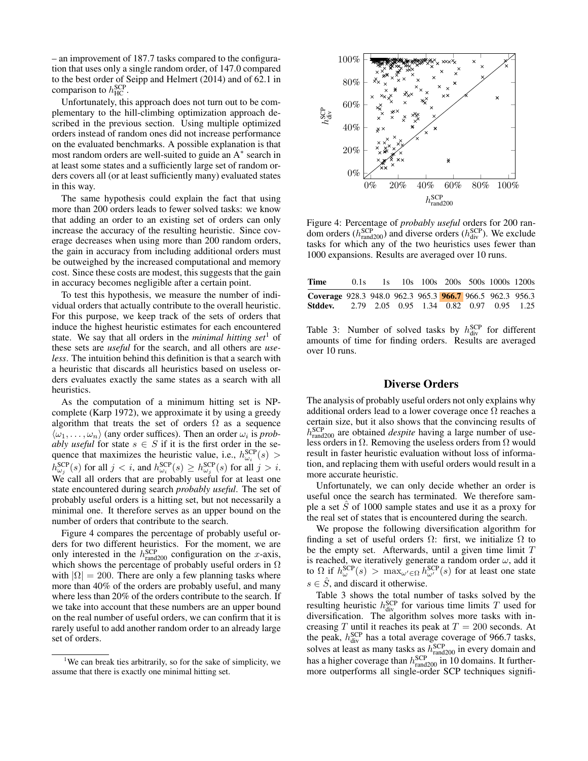– an improvement of 187.7 tasks compared to the configuration that uses only a single random order, of 147.0 compared to the best order of Seipp and Helmert (2014) and of 62.1 in comparison to $h^{\text{SCP}}_{\text{HC}}$.

Unfortunately, this approach does not turn out to be complementary to the hill-climbing optimization approach described in the previous section. Using multiple optimized orders instead of random ones did not increase performance on the evaluated benchmarks. A possible explanation is that most random orders are well-suited to guide an A* search in at least some states and a sufficiently large set of random orders covers all (or at least sufficiently many) evaluated states in this way.

The same hypothesis could explain the fact that using more than 200 orders leads to fewer solved tasks: we know that adding an order to an existing set of orders can only increase the accuracy of the resulting heuristic. Since coverage decreases when using more than 200 random orders, the gain in accuracy from including additional orders must be outweighed by the increased computational and memory cost. Since these costs are modest, this suggests that the gain in accuracy becomes negligible after a certain point.

To test this hypothesis, we measure the number of individual orders that actually contribute to the overall heuristic. For this purpose, we keep track of the sets of orders that induce the highest heuristic estimates for each encountered state. We say that all orders in the *minimal hitting set*[1] of these sets are *useful* for the search, and all others are *useless*. The intuition behind this definition is that a search with a heuristic that discards all heuristics based on useless orders evaluates exactly the same states as a search with all heuristics.

As the computation of a minimum hitting set is NP-complete (Karp 1972), we approximate it by using a greedy algorithm that treats the set of orders $\Omega$ as a sequence $\langle \omega_1, \dots, \omega_n \rangle$ (any order suffices). Then an order $\omega_i$ is *probably useful* for state $s \in S$ if it is the first order in the sequence that maximizes the heuristic value, i.e., $h^{\text{SCP}}_{\omega_i}(s) > h^{\text{SCP}}_{\omega_j}(s)$ for all $j < i$, and $h^{\text{SCP}}_{\omega_i}(s) \geq h^{\text{SCP}}_{\omega_j}(s)$ for all $j > i$. We call all orders that are probably useful for at least one state encountered during search *probably useful*. The set of probably useful orders is a hitting set, but not necessarily a minimal one. It therefore serves as an upper bound on the number of orders that contribute to the search.

Figure 4 compares the percentage of probably useful orders for two different heuristics. For the moment, we are only interested in the $h^{\text{SCP}}_{\text{rand200}}$ configuration on the $x$-axis, which shows the percentage of probably useful orders in $\Omega$ with $|\Omega| = 200$. There are only a few planning tasks where more than 40% of the orders are probably useful, and many where less than 20% of the orders contribute to the search. If we take into account that these numbers are an upper bound on the real number of useful orders, we can confirm that it is rarely useful to add another random order to an already large set of orders.

[1] We can break ties arbitrarily, so for the sake of simplicity, we assume that there is exactly one minimal hitting set.

$h^{\text{SCP}}_{\text{div}}$

100%
80%
60%
40%
20%
0%

0% 20% 40% 60% 80% 100%

$h^{\text{SCP}}_{\text{rand200}}$

Figure 4: Percentage of *probably useful* orders for 200 random orders ($h^{\text{SCP}}_{\text{rand200}}$) and diverse orders ($h^{\text{SCP}}_{\text{div}}$). We exclude tasks for which any of the two heuristics uses fewer than 1000 expansions. Results are averaged over 10 runs.

| **Time** | 0.1s | 1s | 10s | 100s | 200s | 500s | 1000s | 1200s |
|---|---|---|---|---|---|---|---|---|
| **Coverage** | 928.3 | 948.0 | 962.3 | 965.3 | **966.7** | 966.5 | 962.3 | 956.3 |
| **Stddev.** | 2.79 | 2.05 | 0.95 | 1.34 | 0.82 | 0.97 | 0.95 | 1.25 |

Table 3: Number of solved tasks by $h^{\text{SCP}}_{\text{div}}$ for different amounts of time for finding orders. Results are averaged over 10 runs.

## Diverse Orders

The analysis of probably useful orders not only explains why additional orders lead to a lower coverage once $\Omega$ reaches a certain size, but it also shows that the convincing results of $h^{\text{SCP}}_{\text{rand200}}$ are obtained *despite* having a large number of useless orders in $\Omega$. Removing the useless orders from $\Omega$ would result in faster heuristic evaluation without loss of information, and replacing them with useful orders would result in a more accurate heuristic.

Unfortunately, we can only decide whether an order is useful once the search has terminated. We therefore sample a set $\hat{S}$ of 1000 sample states and use it as a proxy for the real set of states that is encountered during the search.

We propose the following diversification algorithm for finding a set of useful orders $\Omega$: first, we initialize $\Omega$ to be the empty set. Afterwards, until a given time limit $T$ is reached, we iteratively generate a random order $\omega$, add it to $\Omega$ if $h^{\text{SCP}}_{\omega}(s) > \max_{\omega' \in \Omega} h^{\text{SCP}}_{\omega'}(s)$ for at least one state $s \in \hat{S}$, and discard it otherwise.

Table 3 shows the total number of tasks solved by the resulting heuristic $h^{\text{SCP}}_{\text{div}}$ for various time limits $T$ used for diversification. The algorithm solves more tasks with increasing $T$ until it reaches its peak at $T = 200$ seconds. At the peak, $h^{\text{SCP}}_{\text{div}}$ has a total average coverage of 966.7 tasks, solves at least as many tasks as $h^{\text{SCP}}_{\text{rand200}}$ in every domain and has a higher coverage than $h^{\text{SCP}}_{\text{rand200}}$ in 10 domains. It furthermore outperforms all single-order SCP techniques signifi-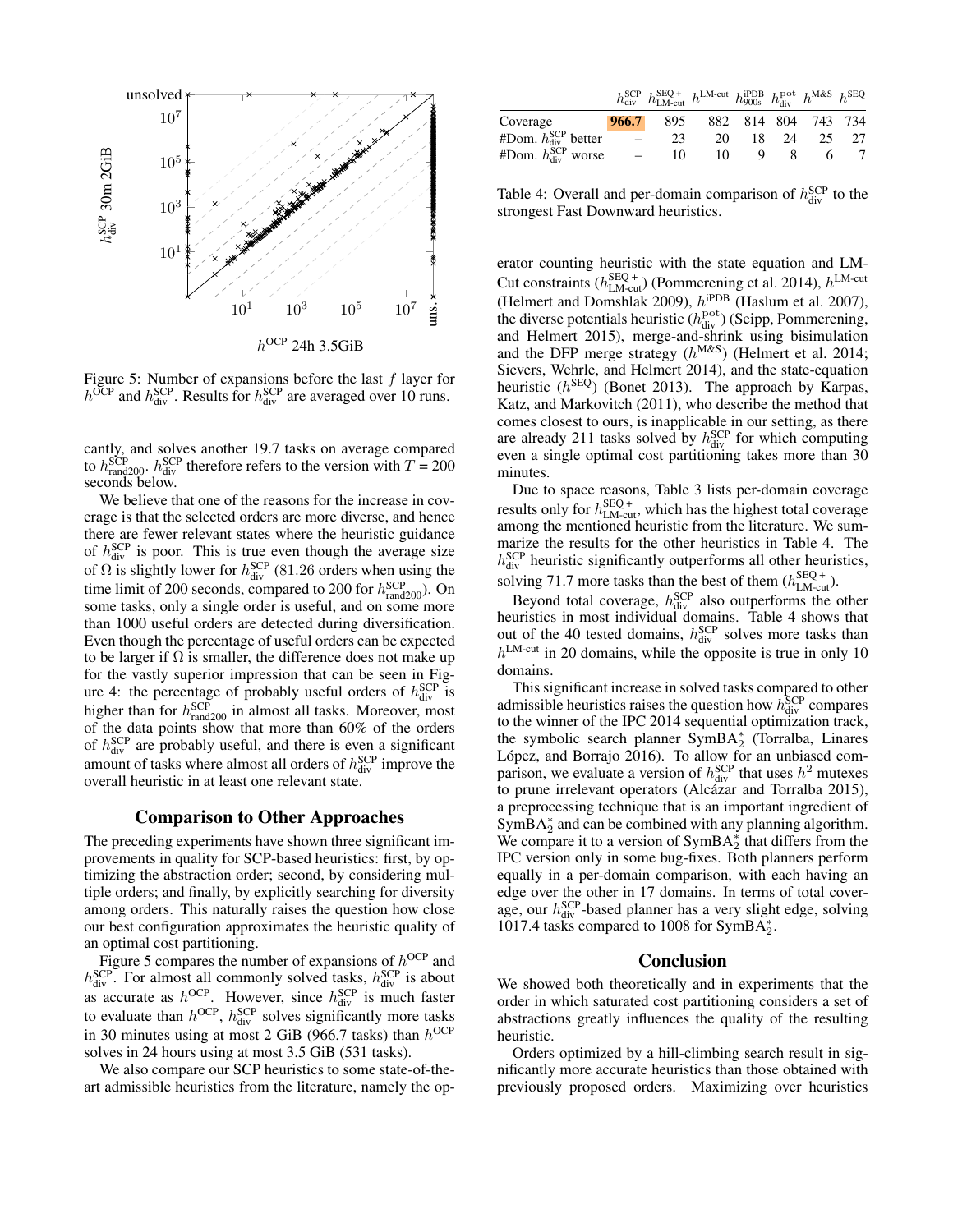unsolved

$10^7$

$10^5$

$10^3$

$10^1$

$h^{\text{SCP}}_{\text{div}}$ 30m 2GiB

$10^1$ $10^3$ $10^5$ $10^7$ uns.

$h^{\text{OCP}}$ 24h 3.5GiB

Figure 5: Number of expansions before the last $f$ layer for $h^{\text{OCP}}$ and $h^{\text{SCP}}_{\text{div}}$. Results for $h^{\text{SCP}}_{\text{div}}$ are averaged over 10 runs.

cantly, and solves another 19.7 tasks on average compared to $h^{\text{SCP}}_{\text{rand200}}$. $h^{\text{SCP}}_{\text{div}}$ therefore refers to the version with $T$ = 200 seconds below.

We believe that one of the reasons for the increase in coverage is that the selected orders are more diverse, and hence there are fewer relevant states where the heuristic guidance of $h^{\text{SCP}}_{\text{div}}$ is poor. This is true even though the average size of $\Omega$ is slightly lower for $h^{\text{SCP}}_{\text{div}}$ (81.26 orders when using the time limit of 200 seconds, compared to 200 for $h^{\text{SCP}}_{\text{rand200}}$). On some tasks, only a single order is useful, and on some more than 1000 useful orders are detected during diversification. Even though the percentage of useful orders can be expected to be larger if $\Omega$ is smaller, the difference does not make up for the vastly superior impression that can be seen in Figure 4: the percentage of probably useful orders of $h^{\text{SCP}}_{\text{div}}$ is higher than for $h^{\text{SCP}}_{\text{rand200}}$ in almost all tasks. Moreover, most of the data points show that more than 60% of the orders of $h^{\text{SCP}}_{\text{div}}$ are probably useful, and there is even a significant amount of tasks where almost all orders of $h^{\text{SCP}}_{\text{div}}$ improve the overall heuristic in at least one relevant state.

## Comparison to Other Approaches

The preceding experiments have shown three significant improvements in quality for SCP-based heuristics: first, by optimizing the abstraction order; second, by considering multiple orders; and finally, by explicitly searching for diversity among orders. This naturally raises the question how close our best configuration approximates the heuristic quality of an optimal cost partitioning.

Figure 5 compares the number of expansions of $h^{\text{OCP}}$ and $h^{\text{SCP}}_{\text{div}}$. For almost all commonly solved tasks, $h^{\text{SCP}}_{\text{div}}$ is about as accurate as $h^{\text{OCP}}$. However, since $h^{\text{SCP}}_{\text{div}}$ is much faster to evaluate than $h^{\text{OCP}}$, $h^{\text{SCP}}_{\text{div}}$ solves significantly more tasks in 30 minutes using at most 2 GiB (966.7 tasks) than $h^{\text{OCP}}$ solves in 24 hours using at most 3.5 GiB (531 tasks).

We also compare our SCP heuristics to some state-of-the-art admissible heuristics from the literature, namely the operator counting heuristic with the state equation and LM-Cut constraints ($h^{\text{SEQ+}}_{\text{LM-cut}}$) (Pommerening et al. 2014), $h^{\text{LM-cut}}$ (Helmert and Domshlak 2009), $h^{\text{iPDB}}$ (Haslum et al. 2007), the diverse potentials heuristic ($h^{\text{pot}}_{\text{div}}$) (Seipp, Pommerening, and Helmert 2015), merge-and-shrink using bisimulation and the DFP merge strategy ($h^{\text{M\&S}}$) (Helmert et al. 2014; Sievers, Wehrle, and Helmert 2014), and the state-equation heuristic ($h^{\text{SEQ}}$) (Bonet 2013). The approach by Karpas, Katz, and Markovitch (2011), who describe the method that comes closest to ours, is inapplicable in our setting, as there are already 211 tasks solved by $h^{\text{SCP}}_{\text{div}}$ for which computing even a single optimal cost partitioning takes more than 30 minutes.

| | $h^{\text{SCP}}_{\text{div}}$ | $h^{\text{SEQ+}}_{\text{LM-cut}}$ | $h^{\text{LM-cut}}$ | $h^{\text{iPDB}}_{\text{900s}}$ | $h^{\text{pot}}_{\text{div}}$ | $h^{\text{M\&S}}$ | $h^{\text{SEQ}}$ |
|---|---|---|---|---|---|---|---|
| Coverage | **966.7** | 895 | 882 | 814 | 804 | 743 | 734 |
| #Dom. $h^{\text{SCP}}_{\text{div}}$ better | – | 23 | 20 | 18 | 24 | 25 | 27 |
| #Dom. $h^{\text{SCP}}_{\text{div}}$ worse | – | 10 | 10 | 9 | 8 | 6 | 7 |

Table 4: Overall and per-domain comparison of $h^{\text{SCP}}_{\text{div}}$ to the strongest Fast Downward heuristics.

Due to space reasons, Table 3 lists per-domain coverage results only for $h^{\text{SEQ+}}_{\text{LM-cut}}$, which has the highest total coverage among the mentioned heuristic from the literature. We summarize the results for the other heuristics in Table 4. The $h^{\text{SCP}}_{\text{div}}$ heuristic significantly outperforms all other heuristics, solving 71.7 more tasks than the best of them ($h^{\text{SEQ+}}_{\text{LM-cut}}$).

Beyond total coverage, $h^{\text{SCP}}_{\text{div}}$ also outperforms the other heuristics in most individual domains. Table 4 shows that out of the 40 tested domains, $h^{\text{SCP}}_{\text{div}}$ solves more tasks than $h^{\text{LM-cut}}$ in 20 domains, while the opposite is true in only 10 domains.

This significant increase in solved tasks compared to other admissible heuristics raises the question how $h^{\text{SCP}}_{\text{div}}$ compares to the winner of the IPC 2014 sequential optimization track, the symbolic search planner SymBA$^*_2$ (Torralba, Linares López, and Borrajo 2016). To allow for an unbiased comparison, we evaluate a version of $h^{\text{SCP}}_{\text{div}}$ that uses $h^2$ mutexes to prune irrelevant operators (Alcázar and Torralba 2015), a preprocessing technique that is an important ingredient of SymBA$^*_2$ and can be combined with any planning algorithm. We compare it to a version of SymBA$^*_2$ that differs from the IPC version only in some bug-fixes. Both planners perform equally in a per-domain comparison, with each having an edge over the other in 17 domains. In terms of total coverage, our $h^{\text{SCP}}_{\text{div}}$-based planner has a very slight edge, solving 1017.4 tasks compared to 1008 for SymBA$^*_2$.

## Conclusion

We showed both theoretically and in experiments that the order in which saturated cost partitioning considers a set of abstractions greatly influences the quality of the resulting heuristic.

Orders optimized by a hill-climbing search result in significantly more accurate heuristics than those obtained with previously proposed orders. Maximizing over heuristics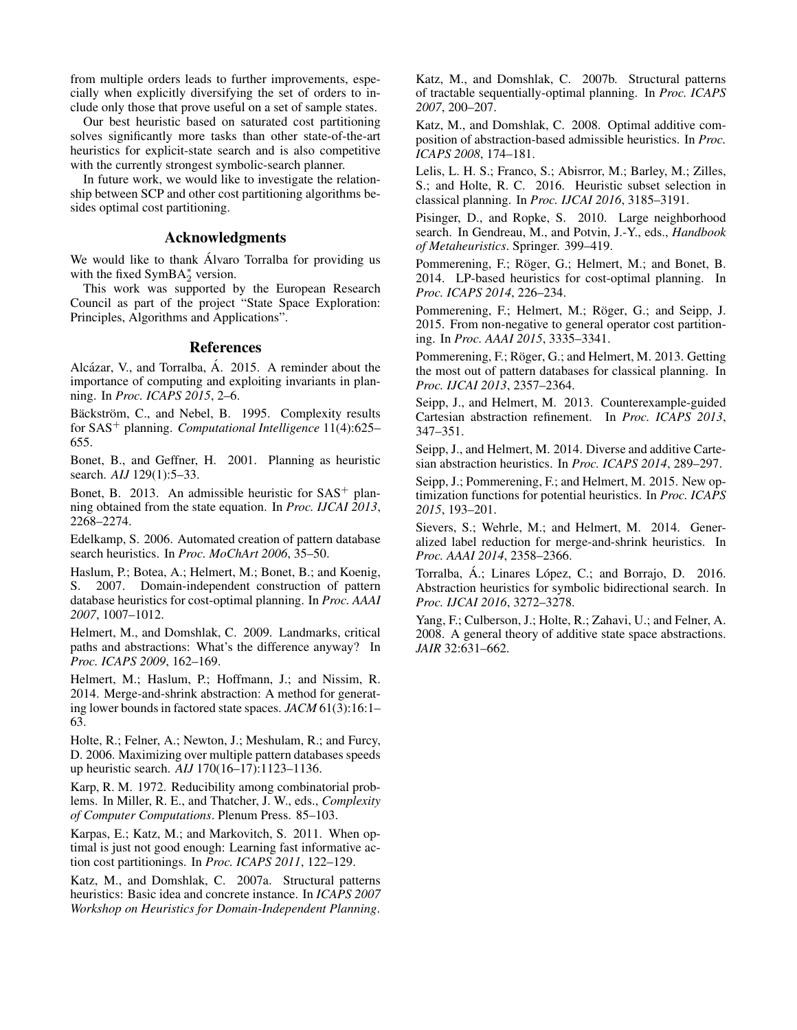from multiple orders leads to further improvements, especially when explicitly diversifying the set of orders to include only those that prove useful on a set of sample states.

Our best heuristic based on saturated cost partitioning solves significantly more tasks than other state-of-the-art heuristics for explicit-state search and is also competitive with the currently strongest symbolic-search planner.

In future work, we would like to investigate the relationship between SCP and other cost partitioning algorithms besides optimal cost partitioning.

## Acknowledgments

We would like to thank Álvaro Torralba for providing us with the fixed SymBA$^*_2$ version.

This work was supported by the European Research Council as part of the project "State Space Exploration: Principles, Algorithms and Applications".

## References

Alcázar, V., and Torralba, Á. 2015. A reminder about the importance of computing and exploiting invariants in planning. In *Proc. ICAPS 2015*, 2–6.

Bäckström, C., and Nebel, B. 1995. Complexity results for SAS$^+$ planning. *Computational Intelligence* 11(4):625–655.

Bonet, B., and Geffner, H. 2001. Planning as heuristic search. *AIJ* 129(1):5–33.

Bonet, B. 2013. An admissible heuristic for SAS$^+$ planning obtained from the state equation. In *Proc. IJCAI 2013*, 2268–2274.

Edelkamp, S. 2006. Automated creation of pattern database search heuristics. In *Proc. MoChArt 2006*, 35–50.

Haslum, P.; Botea, A.; Helmert, M.; Bonet, B.; and Koenig, S. 2007. Domain-independent construction of pattern database heuristics for cost-optimal planning. In *Proc. AAAI 2007*, 1007–1012.

Helmert, M., and Domshlak, C. 2009. Landmarks, critical paths and abstractions: What's the difference anyway? In *Proc. ICAPS 2009*, 162–169.

Helmert, M.; Haslum, P.; Hoffmann, J.; and Nissim, R. 2014. Merge-and-shrink abstraction: A method for generating lower bounds in factored state spaces. *JACM* 61(3):16:1–63.

Holte, R.; Felner, A.; Newton, J.; Meshulam, R.; and Furcy, D. 2006. Maximizing over multiple pattern databases speeds up heuristic search. *AIJ* 170(16–17):1123–1136.

Karp, R. M. 1972. Reducibility among combinatorial problems. In Miller, R. E., and Thatcher, J. W., eds., *Complexity of Computer Computations*. Plenum Press. 85–103.

Karpas, E.; Katz, M.; and Markovitch, S. 2011. When optimal is just not good enough: Learning fast informative action cost partitionings. In *Proc. ICAPS 2011*, 122–129.

Katz, M., and Domshlak, C. 2007a. Structural patterns heuristics: Basic idea and concrete instance. In *ICAPS 2007 Workshop on Heuristics for Domain-Independent Planning*.

Katz, M., and Domshlak, C. 2007b. Structural patterns of tractable sequentially-optimal planning. In *Proc. ICAPS 2007*, 200–207.

Katz, M., and Domshlak, C. 2008. Optimal additive composition of abstraction-based admissible heuristics. In *Proc. ICAPS 2008*, 174–181.

Lelis, L. H. S.; Franco, S.; Abisrror, M.; Barley, M.; Zilles, S.; and Holte, R. C. 2016. Heuristic subset selection in classical planning. In *Proc. IJCAI 2016*, 3185–3191.

Pisinger, D., and Ropke, S. 2010. Large neighborhood search. In Gendreau, M., and Potvin, J.-Y., eds., *Handbook of Metaheuristics*. Springer. 399–419.

Pommerening, F.; Röger, G.; Helmert, M.; and Bonet, B. 2014. LP-based heuristics for cost-optimal planning. In *Proc. ICAPS 2014*, 226–234.

Pommerening, F.; Helmert, M.; Röger, G.; and Seipp, J. 2015. From non-negative to general operator cost partitioning. In *Proc. AAAI 2015*, 3335–3341.

Pommerening, F.; Röger, G.; and Helmert, M. 2013. Getting the most out of pattern databases for classical planning. In *Proc. IJCAI 2013*, 2357–2364.

Seipp, J., and Helmert, M. 2013. Counterexample-guided Cartesian abstraction refinement. In *Proc. ICAPS 2013*, 347–351.

Seipp, J., and Helmert, M. 2014. Diverse and additive Cartesian abstraction heuristics. In *Proc. ICAPS 2014*, 289–297.

Seipp, J.; Pommerening, F.; and Helmert, M. 2015. New optimization functions for potential heuristics. In *Proc. ICAPS 2015*, 193–201.

Sievers, S.; Wehrle, M.; and Helmert, M. 2014. Generalized label reduction for merge-and-shrink heuristics. In *Proc. AAAI 2014*, 2358–2366.

Torralba, Á.; Linares López, C.; and Borrajo, D. 2016. Abstraction heuristics for symbolic bidirectional search. In *Proc. IJCAI 2016*, 3272–3278.

Yang, F.; Culberson, J.; Holte, R.; Zahavi, U.; and Felner, A. 2008. A general theory of additive state space abstractions. *JAIR* 32:631–662.